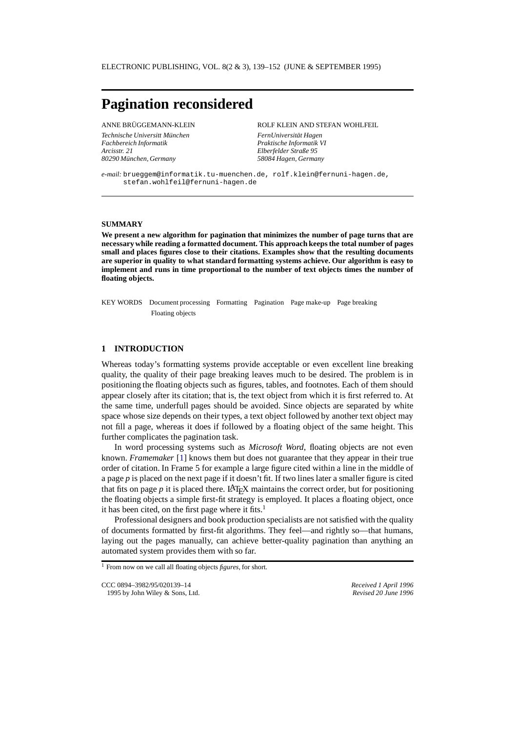# Pagination reconsidered

ANNE BRÜGGEMANN-KLEIN

*Technische Universitt München*
*Fachbereich Informatik*
*Arcisstr. 21*
*80290 München, Germany*

ROLF KLEIN AND STEFAN WOHLFEIL

*FernUniversität Hagen*
*Praktische Informatik VI*
*Elberfelder Straße 95*
*58084 Hagen, Germany*

*e-mail:* brueggem@informatik.tu-muenchen.de, rolf.klein@fernuni-hagen.de, stefan.wohlfeil@fernuni-hagen.de

---

**SUMMARY**

**We present a new algorithm for pagination that minimizes the number of page turns that are necessary while reading a formatted document. This approach keeps the total number of pages small and places figures close to their citations. Examples show that the resulting documents are superior in quality to what standard formatting systems achieve. Our algorithm is easy to implement and runs in time proportional to the number of text objects times the number of floating objects.**

KEY WORDS Document processing Formatting Pagination Page make-up Page breaking Floating objects

## 1 INTRODUCTION

Whereas today's formatting systems provide acceptable or even excellent line breaking quality, the quality of their page breaking leaves much to be desired. The problem is in positioning the floating objects such as figures, tables, and footnotes. Each of them should appear closely after its citation; that is, the text object from which it is first referred to. At the same time, underfull pages should be avoided. Since objects are separated by white space whose size depends on their types, a text object followed by another text object may not fill a page, whereas it does if followed by a floating object of the same height. This further complicates the pagination task.

In word processing systems such as *Microsoft Word*, floating objects are not even known. *Framemaker* [1] knows them but does not guarantee that they appear in their true order of citation. In Frame 5 for example a large figure cited within a line in the middle of a page $p$ is placed on the next page if it doesn't fit. If two lines later a smaller figure is cited that fits on page $p$ it is placed there. LaTeX maintains the correct order, but for positioning the floating objects a simple first-fit strategy is employed. It places a floating object, once it has been cited, on the first page where it fits.[1]

Professional designers and book production specialists are not satisfied with the quality of documents formatted by first-fit algorithms. They feel—and rightly so—that humans, laying out the pages manually, can achieve better-quality pagination than anything an automated system provides them with so far.

[1] From now on we call all floating objects *figures*, for short.

CCC 0894–3982/95/020139–14
1995 by John Wiley & Sons, Ltd.

*Received 1 April 1996*
*Revised 20 June 1996*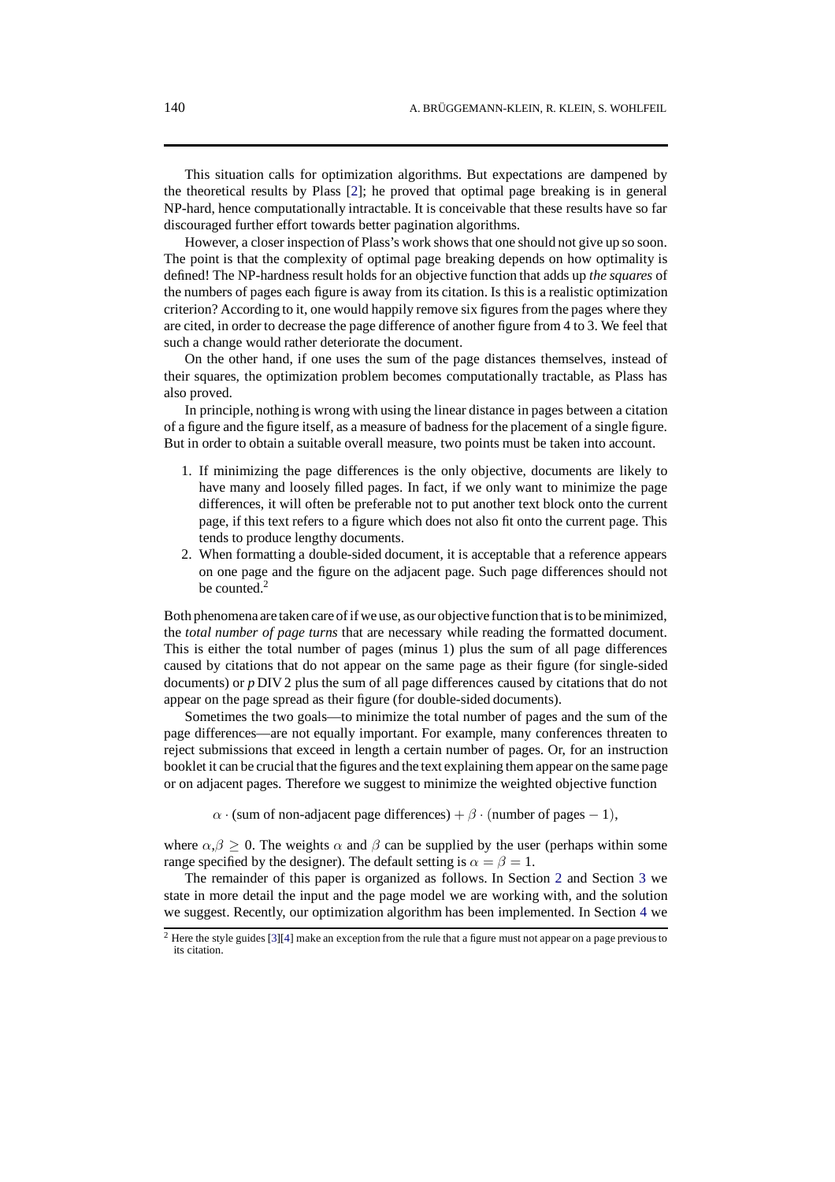This situation calls for optimization algorithms. But expectations are dampened by the theoretical results by Plass [2]; he proved that optimal page breaking is in general NP-hard, hence computationally intractable. It is conceivable that these results have so far discouraged further effort towards better pagination algorithms.

However, a closer inspection of Plass's work shows that one should not give up so soon. The point is that the complexity of optimal page breaking depends on how optimality is defined! The NP-hardness result holds for an objective function that adds up *the squares* of the numbers of pages each figure is away from its citation. Is this is a realistic optimization criterion? According to it, one would happily remove six figures from the pages where they are cited, in order to decrease the page difference of another figure from 4 to 3. We feel that such a change would rather deteriorate the document.

On the other hand, if one uses the sum of the page distances themselves, instead of their squares, the optimization problem becomes computationally tractable, as Plass has also proved.

In principle, nothing is wrong with using the linear distance in pages between a citation of a figure and the figure itself, as a measure of badness for the placement of a single figure. But in order to obtain a suitable overall measure, two points must be taken into account.

1. If minimizing the page differences is the only objective, documents are likely to have many and loosely filled pages. In fact, if we only want to minimize the page differences, it will often be preferable not to put another text block onto the current page, if this text refers to a figure which does not also fit onto the current page. This tends to produce lengthy documents.
2. When formatting a double-sided document, it is acceptable that a reference appears on one page and the figure on the adjacent page. Such page differences should not be counted.[2]

Both phenomena are taken care of if we use, as our objective function that is to be minimized, the *total number of page turns* that are necessary while reading the formatted document. This is either the total number of pages (minus 1) plus the sum of all page differences caused by citations that do not appear on the same page as their figure (for single-sided documents) or *p* DIV 2 plus the sum of all page differences caused by citations that do not appear on the page spread as their figure (for double-sided documents).

Sometimes the two goals—to minimize the total number of pages and the sum of the page differences—are not equally important. For example, many conferences threaten to reject submissions that exceed in length a certain number of pages. Or, for an instruction booklet it can be crucial that the figures and the text explaining them appear on the same page or on adjacent pages. Therefore we suggest to minimize the weighted objective function

$$\alpha \cdot (\text{sum of non-adjacent page differences}) + \beta \cdot (\text{number of pages} - 1),$$

where $\alpha,\beta \geq 0$. The weights $\alpha$ and $\beta$ can be supplied by the user (perhaps within some range specified by the designer). The default setting is $\alpha = \beta = 1$.

The remainder of this paper is organized as follows. In Section 2 and Section 3 we state in more detail the input and the page model we are working with, and the solution we suggest. Recently, our optimization algorithm has been implemented. In Section 4 we

[2] Here the style guides [3][4] make an exception from the rule that a figure must not appear on a page previous to its citation.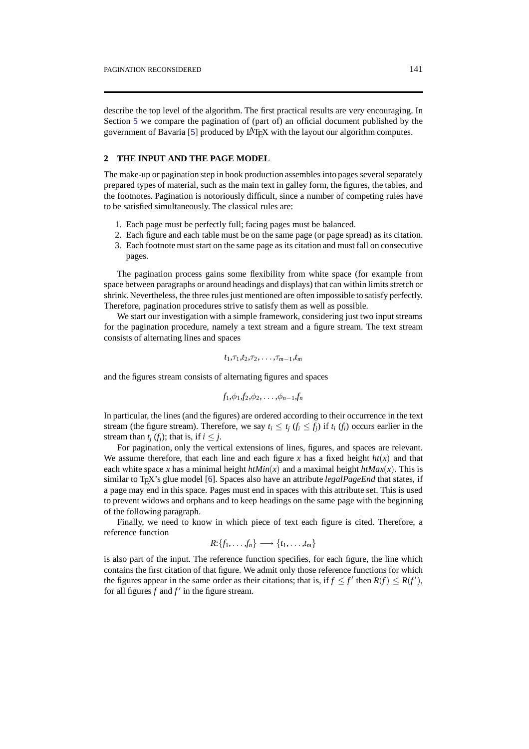describe the top level of the algorithm. The first practical results are very encouraging. In Section 5 we compare the pagination of (part of) an official document published by the government of Bavaria [5] produced by LaTeX with the layout our algorithm computes.

## 2 THE INPUT AND THE PAGE MODEL

The make-up or pagination step in book production assembles into pages several separately prepared types of material, such as the main text in galley form, the figures, the tables, and the footnotes. Pagination is notoriously difficult, since a number of competing rules have to be satisfied simultaneously. The classical rules are:

1. Each page must be perfectly full; facing pages must be balanced.
2. Each figure and each table must be on the same page (or page spread) as its citation.
3. Each footnote must start on the same page as its citation and must fall on consecutive pages.

The pagination process gains some flexibility from white space (for example from space between paragraphs or around headings and displays) that can within limits stretch or shrink. Nevertheless, the three rules just mentioned are often impossible to satisfy perfectly. Therefore, pagination procedures strive to satisfy them as well as possible.

We start our investigation with a simple framework, considering just two input streams for the pagination procedure, namely a text stream and a figure stream. The text stream consists of alternating lines and spaces

$$t_1, \tau_1, t_2, \tau_2, \ldots, \tau_{m-1}, t_m$$

and the figures stream consists of alternating figures and spaces

$$f_1, \phi_1, f_2, \phi_2, \ldots, \phi_{n-1}, f_n$$

In particular, the lines (and the figures) are ordered according to their occurrence in the text stream (the figure stream). Therefore, we say $t_i \leq t_j$ ($f_i \leq f_j$) if $t_i$ ($f_i$) occurs earlier in the stream than $t_j$ ($f_j$); that is, if $i \leq j$.

For pagination, only the vertical extensions of lines, figures, and spaces are relevant. We assume therefore, that each line and each figure $x$ has a fixed height $ht(x)$ and that each white space $x$ has a minimal height $htMin(x)$ and a maximal height $htMax(x)$. This is similar to TeX's glue model [6]. Spaces also have an attribute *legalPageEnd* that states, if a page may end in this space. Pages must end in spaces with this attribute set. This is used to prevent widows and orphans and to keep headings on the same page with the beginning of the following paragraph.

Finally, we need to know in which piece of text each figure is cited. Therefore, a reference function

$$R: \{f_1, \ldots, f_n\} \longrightarrow \{t_1, \ldots, t_m\}$$

is also part of the input. The reference function specifies, for each figure, the line which contains the first citation of that figure. We admit only those reference functions for which the figures appear in the same order as their citations; that is, if $f \leq f'$ then $R(f) \leq R(f')$, for all figures $f$ and $f'$ in the figure stream.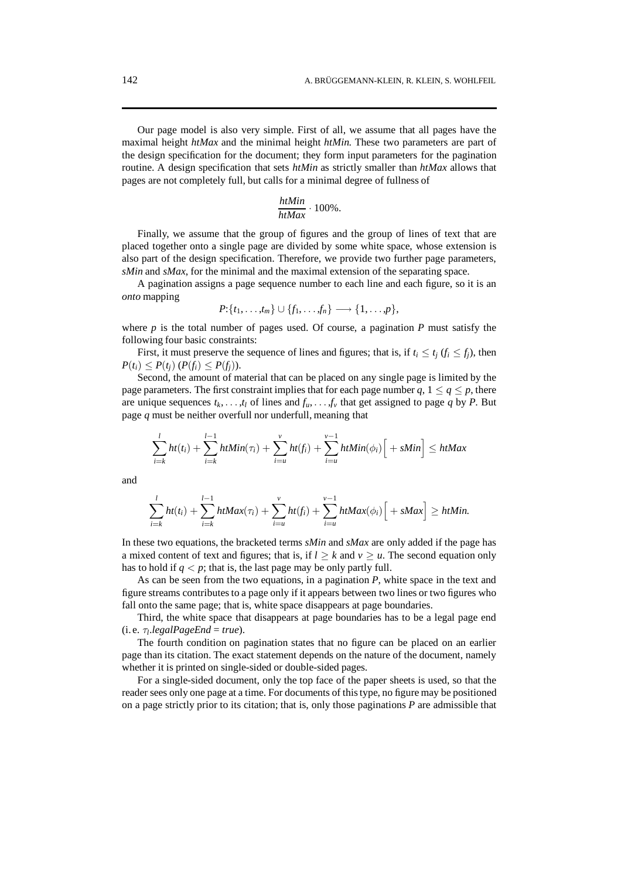Our page model is also very simple. First of all, we assume that all pages have the maximal height *htMax* and the minimal height *htMin*. These two parameters are part of the design specification for the document; they form input parameters for the pagination routine. A design specification that sets *htMin* as strictly smaller than *htMax* allows that pages are not completely full, but calls for a minimal degree of fullness of

$$\frac{htMin}{htMax} \cdot 100\%.$$

Finally, we assume that the group of figures and the group of lines of text that are placed together onto a single page are divided by some white space, whose extension is also part of the design specification. Therefore, we provide two further page parameters, *sMin* and *sMax*, for the minimal and the maximal extension of the separating space.

A pagination assigns a page sequence number to each line and each figure, so it is an *onto* mapping

$$P: \{t_1, \ldots, t_m\} \cup \{f_1, \ldots, f_n\} \longrightarrow \{1, \ldots, p\},$$

where $p$ is the total number of pages used. Of course, a pagination $P$ must satisfy the following four basic constraints:

First, it must preserve the sequence of lines and figures; that is, if $t_i \leq t_j$ ($f_i \leq f_j$), then $P(t_i) \leq P(t_j)$ ($P(f_i) \leq P(f_j)$).

Second, the amount of material that can be placed on any single page is limited by the page parameters. The first constraint implies that for each page number $q$, $1 \leq q \leq p$, there are unique sequences $t_k, \ldots, t_l$ of lines and $f_u, \ldots, f_v$ that get assigned to page $q$ by $P$. But page $q$ must be neither overfull nor underfull, meaning that

$$\sum_{i=k}^{l} ht(t_i) + \sum_{i=k}^{l-1} htMin(\tau_i) + \sum_{i=u}^{v} ht(f_i) + \sum_{i=u}^{v-1} htMin(\phi_i) \Big[ + sMin \Big] \leq htMax$$

and

$$\sum_{i=k}^{l} ht(t_i) + \sum_{i=k}^{l-1} htMax(\tau_i) + \sum_{i=u}^{v} ht(f_i) + \sum_{i=u}^{v-1} htMax(\phi_i) \Big[ + sMax \Big] \geq htMin.$$

In these two equations, the bracketed terms *sMin* and *sMax* are only added if the page has a mixed content of text and figures; that is, if $l \geq k$ and $v \geq u$. The second equation only has to hold if $q < p$; that is, the last page may be only partly full.

As can be seen from the two equations, in a pagination $P$, white space in the text and figure streams contributes to a page only if it appears between two lines or two figures who fall onto the same page; that is, white space disappears at page boundaries.

Third, the white space that disappears at page boundaries has to be a legal page end (i. e. $\tau_l$.*legalPageEnd* = *true*).

The fourth condition on pagination states that no figure can be placed on an earlier page than its citation. The exact statement depends on the nature of the document, namely whether it is printed on single-sided or double-sided pages.

For a single-sided document, only the top face of the paper sheets is used, so that the reader sees only one page at a time. For documents of this type, no figure may be positioned on a page strictly prior to its citation; that is, only those paginations $P$ are admissible that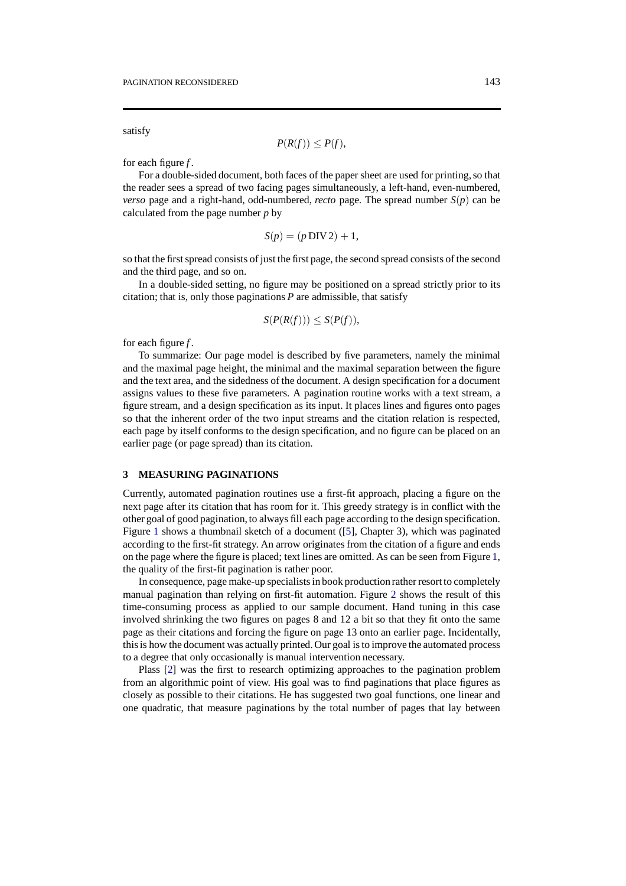satisfy

$$P(R(f)) \leq P(f),$$

for each figure $f$.

For a double-sided document, both faces of the paper sheet are used for printing, so that the reader sees a spread of two facing pages simultaneously, a left-hand, even-numbered, *verso* page and a right-hand, odd-numbered, *recto* page. The spread number $S(p)$ can be calculated from the page number $p$ by

$$S(p) = (p \,\mathrm{DIV}\, 2) + 1,$$

so that the first spread consists of just the first page, the second spread consists of the second and the third page, and so on.

In a double-sided setting, no figure may be positioned on a spread strictly prior to its citation; that is, only those paginations $P$ are admissible, that satisfy

$$S(P(R(f))) \leq S(P(f)),$$

for each figure $f$.

To summarize: Our page model is described by five parameters, namely the minimal and the maximal page height, the minimal and the maximal separation between the figure and the text area, and the sidedness of the document. A design specification for a document assigns values to these five parameters. A pagination routine works with a text stream, a figure stream, and a design specification as its input. It places lines and figures onto pages so that the inherent order of the two input streams and the citation relation is respected, each page by itself conforms to the design specification, and no figure can be placed on an earlier page (or page spread) than its citation.

## 3 MEASURING PAGINATIONS

Currently, automated pagination routines use a first-fit approach, placing a figure on the next page after its citation that has room for it. This greedy strategy is in conflict with the other goal of good pagination, to always fill each page according to the design specification. Figure 1 shows a thumbnail sketch of a document ([5], Chapter 3), which was paginated according to the first-fit strategy. An arrow originates from the citation of a figure and ends on the page where the figure is placed; text lines are omitted. As can be seen from Figure 1, the quality of the first-fit pagination is rather poor.

In consequence, page make-up specialists in book production rather resort to completely manual pagination than relying on first-fit automation. Figure 2 shows the result of this time-consuming process as applied to our sample document. Hand tuning in this case involved shrinking the two figures on pages 8 and 12 a bit so that they fit onto the same page as their citations and forcing the figure on page 13 onto an earlier page. Incidentally, this is how the document was actually printed. Our goal is to improve the automated process to a degree that only occasionally is manual intervention necessary.

Plass [2] was the first to research optimizing approaches to the pagination problem from an algorithmic point of view. His goal was to find paginations that place figures as closely as possible to their citations. He has suggested two goal functions, one linear and one quadratic, that measure paginations by the total number of pages that lay between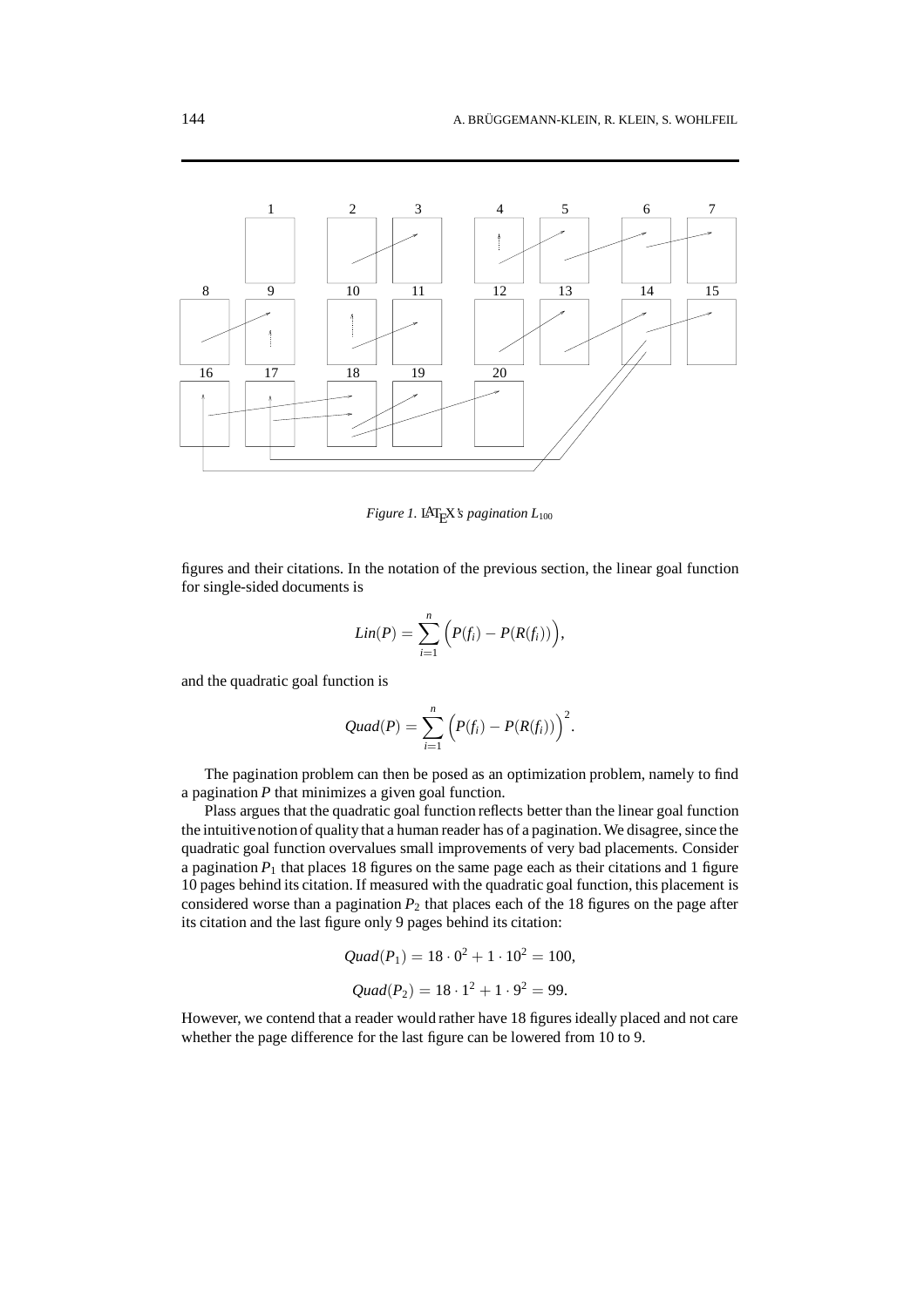*Figure 1.* LaTeX's *pagination* $L_{100}$

figures and their citations. In the notation of the previous section, the linear goal function for single-sided documents is

$$Lin(P) = \sum_{i=1}^{n} \Big( P(f_i) - P(R(f_i)) \Big),$$

and the quadratic goal function is

$$Quad(P) = \sum_{i=1}^{n} \Big( P(f_i) - P(R(f_i)) \Big)^2.$$

The pagination problem can then be posed as an optimization problem, namely to find a pagination $P$ that minimizes a given goal function.

Plass argues that the quadratic goal function reflects better than the linear goal function the intuitive notion of quality that a human reader has of a pagination. We disagree, since the quadratic goal function overvalues small improvements of very bad placements. Consider a pagination $P_1$ that places 18 figures on the same page each as their citations and 1 figure 10 pages behind its citation. If measured with the quadratic goal function, this placement is considered worse than a pagination $P_2$ that places each of the 18 figures on the page after its citation and the last figure only 9 pages behind its citation:

$$Quad(P_1) = 18 \cdot 0^2 + 1 \cdot 10^2 = 100,$$

$$Quad(P_2) = 18 \cdot 1^2 + 1 \cdot 9^2 = 99.$$

However, we contend that a reader would rather have 18 figures ideally placed and not care whether the page difference for the last figure can be lowered from 10 to 9.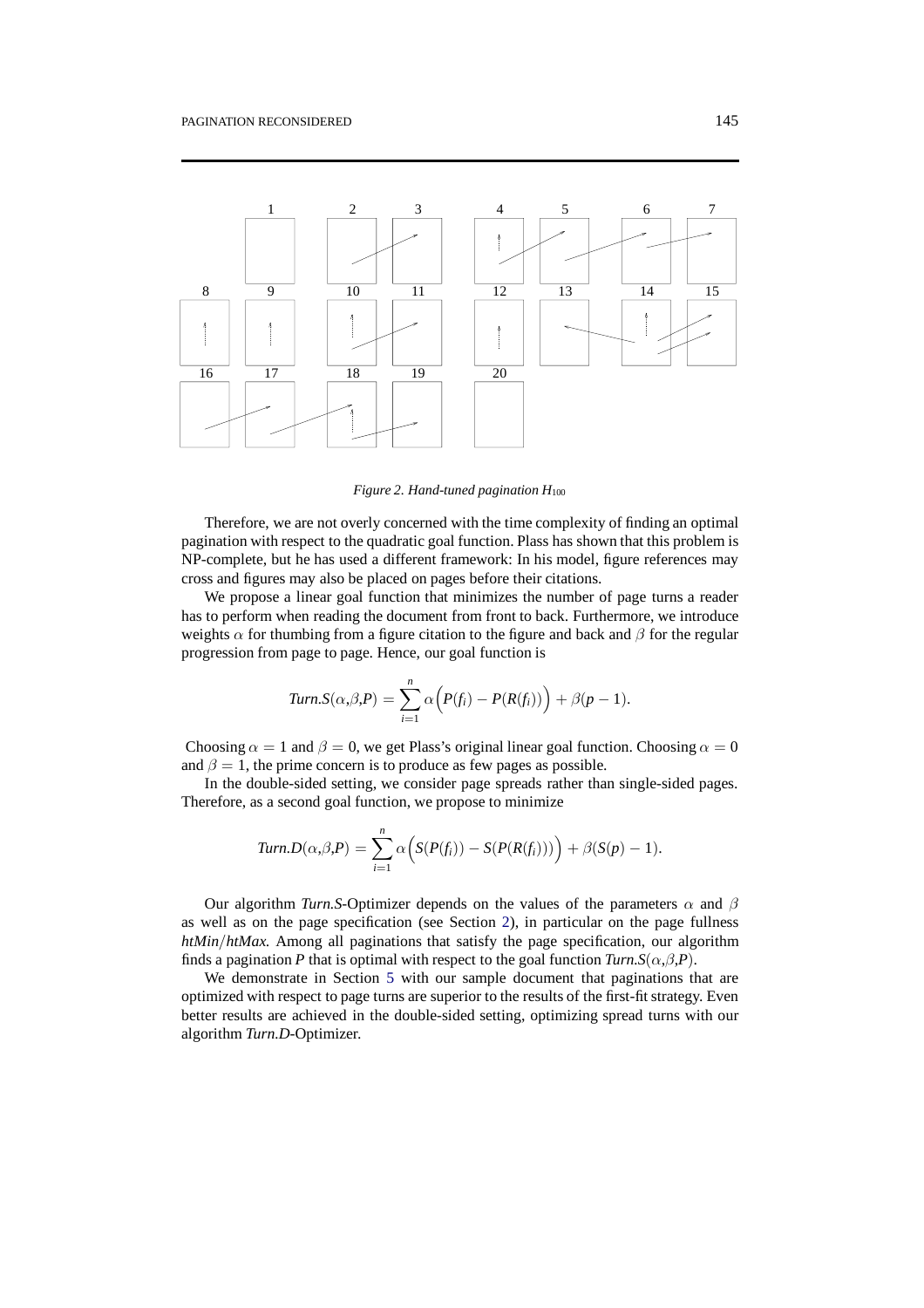Figure 2. Hand-tuned pagination $H_{100}$

Therefore, we are not overly concerned with the time complexity of finding an optimal pagination with respect to the quadratic goal function. Plass has shown that this problem is NP-complete, but he has used a different framework: In his model, figure references may cross and figures may also be placed on pages before their citations.

We propose a linear goal function that minimizes the number of page turns a reader has to perform when reading the document from front to back. Furthermore, we introduce weights $\alpha$ for thumbing from a figure citation to the figure and back and $\beta$ for the regular progression from page to page. Hence, our goal function is

$$Turn.S(\alpha,\beta,P) = \sum_{i=1}^{n} \alpha\Big(P(f_i) - P(R(f_i))\Big) + \beta(p-1).$$

Choosing $\alpha = 1$ and $\beta = 0$, we get Plass's original linear goal function. Choosing $\alpha = 0$ and $\beta = 1$, the prime concern is to produce as few pages as possible.

In the double-sided setting, we consider page spreads rather than single-sided pages. Therefore, as a second goal function, we propose to minimize

$$Turn.D(\alpha,\beta,P) = \sum_{i=1}^{n} \alpha\Big(S(P(f_i)) - S(P(R(f_i)))\Big) + \beta(S(p)-1).$$

Our algorithm *Turn.S*-Optimizer depends on the values of the parameters $\alpha$ and $\beta$ as well as on the page specification (see Section 2), in particular on the page fullness *htMin*/*htMax*. Among all paginations that satisfy the page specification, our algorithm finds a pagination *P* that is optimal with respect to the goal function $Turn.S(\alpha,\beta,P)$.

We demonstrate in Section 5 with our sample document that paginations that are optimized with respect to page turns are superior to the results of the first-fit strategy. Even better results are achieved in the double-sided setting, optimizing spread turns with our algorithm *Turn.D*-Optimizer.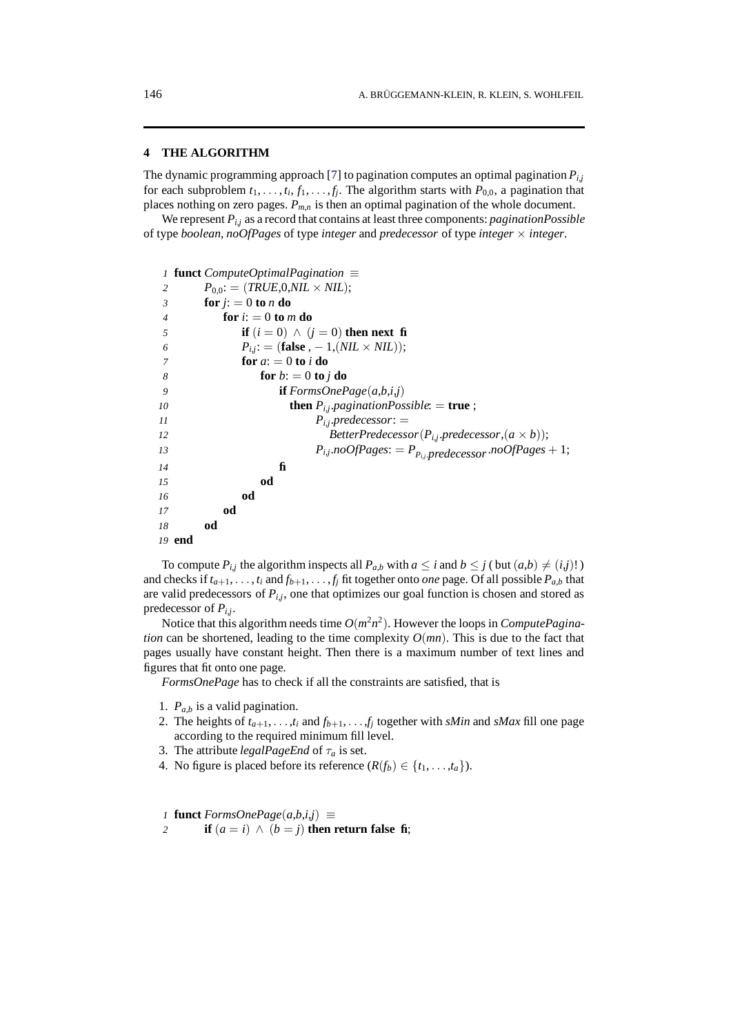## 4 THE ALGORITHM

The dynamic programming approach [7] to pagination computes an optimal pagination $P_{i,j}$ for each subproblem $t_1,\ldots,t_i, f_1,\ldots,f_j$. The algorithm starts with $P_{0,0}$, a pagination that places nothing on zero pages. $P_{m,n}$ is then an optimal pagination of the whole document.

We represent $P_{i,j}$ as a record that contains at least three components: *paginationPossible* of type *boolean*, *noOfPages* of type *integer* and *predecessor* of type *integer* $\times$ *integer*.

```
 1 funct ComputeOptimalPagination ≡
 2     P_{0,0} := (TRUE,0,NIL × NIL);
 3     for j := 0 to n do
 4         for i := 0 to m do
 5             if (i = 0) ∧ (j = 0) then next fi
 6             P_{i,j} := (false , −1,(NIL × NIL));
 7             for a := 0 to i do
 8                 for b := 0 to j do
 9                     if FormsOnePage(a,b,i,j)
10                         then P_{i,j}.paginationPossible := true ;
11                              P_{i,j}.predecessor :=
12                                  BetterPredecessor(P_{i,j}.predecessor,(a × b));
13                              P_{i,j}.noOfPages := P_{P_{i,j}.predecessor}.noOfPages + 1;
14                     fi
15                 od
16             od
17         od
18     od
19 end
```

To compute $P_{i,j}$ the algorithm inspects all $P_{a,b}$ with $a \leq i$ and $b \leq j$ ( but $(a,b) \neq (i,j)$! ) and checks if $t_{a+1},\ldots,t_i$ and $f_{b+1},\ldots,f_j$ fit together onto *one* page. Of all possible $P_{a,b}$ that are valid predecessors of $P_{i,j}$, one that optimizes our goal function is chosen and stored as predecessor of $P_{i,j}$.

Notice that this algorithm needs time $O(m^2n^2)$. However the loops in *ComputePagination* can be shortened, leading to the time complexity $O(mn)$. This is due to the fact that pages usually have constant height. Then there is a maximum number of text lines and figures that fit onto one page.

*FormsOnePage* has to check if all the constraints are satisfied, that is

1. $P_{a,b}$ is a valid pagination.
2. The heights of $t_{a+1},\ldots,t_i$ and $f_{b+1},\ldots,f_j$ together with *sMin* and *sMax* fill one page according to the required minimum fill level.
3. The attribute *legalPageEnd* of $\tau_a$ is set.
4. No figure is placed before its reference ($R(f_b) \in \{t_1,\ldots,t_a\}$).

```
 1 funct FormsOnePage(a,b,i,j) ≡
 2     if (a = i) ∧ (b = j) then return false fi;
```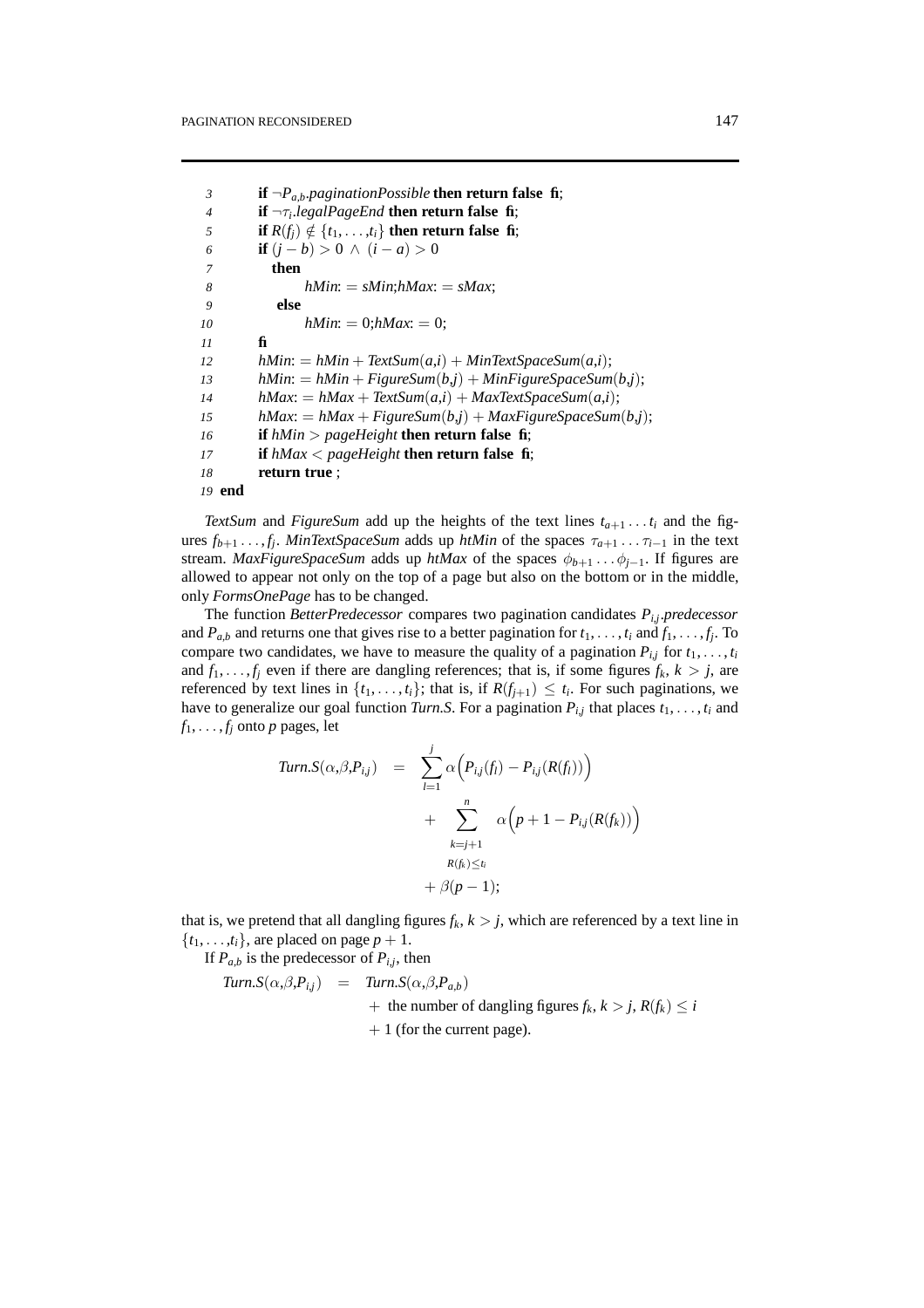```
 3        if ¬P_{a,b}.paginationPossible then return false fi;
 4        if ¬τ_i.legalPageEnd then return false fi;
 5        if R(f_j) ∉ {t_1, ..., t_i} then return false fi;
 6        if (j − b) > 0 ∧ (i − a) > 0
 7          then
 8              hMin := sMin; hMax := sMax;
 9          else
10              hMin := 0; hMax := 0;
11        fi
12        hMin := hMin + TextSum(a,i) + MinTextSpaceSum(a,i);
13        hMin := hMin + FigureSum(b,j) + MinFigureSpaceSum(b,j);
14        hMax := hMax + TextSum(a,i) + MaxTextSpaceSum(a,i);
15        hMax := hMax + FigureSum(b,j) + MaxFigureSpaceSum(b,j);
16        if hMin > pageHeight then return false fi;
17        if hMax < pageHeight then return false fi;
18        return true ;
19  end
```

*TextSum* and *FigureSum* add up the heights of the text lines $t_{a+1} \ldots t_i$ and the figures $f_{b+1} \ldots, f_j$. *MinTextSpaceSum* adds up *htMin* of the spaces $\tau_{a+1} \ldots \tau_{i-1}$ in the text stream. *MaxFigureSpaceSum* adds up *htMax* of the spaces $\phi_{b+1} \ldots \phi_{j-1}$. If figures are allowed to appear not only on the top of a page but also on the bottom or in the middle, only *FormsOnePage* has to be changed.

The function *BetterPredecessor* compares two pagination candidates $P_{i,j}$.*predecessor* and $P_{a,b}$ and returns one that gives rise to a better pagination for $t_1, \ldots, t_i$ and $f_1, \ldots, f_j$. To compare two candidates, we have to measure the quality of a pagination $P_{i,j}$ for $t_1, \ldots, t_i$ and $f_1, \ldots, f_j$ even if there are dangling references; that is, if some figures $f_k$, $k > j$, are referenced by text lines in $\{t_1, \ldots, t_i\}$; that is, if $R(f_{j+1}) \leq t_i$. For such paginations, we have to generalize our goal function *Turn.S*. For a pagination $P_{i,j}$ that places $t_1, \ldots, t_i$ and $f_1, \ldots, f_j$ onto $p$ pages, let

$$
\begin{aligned}
\mathit{Turn.S}(\alpha,\beta,P_{i,j}) \quad = \quad & \sum_{l=1}^{j} \alpha\Big(P_{i,j}(f_l) - P_{i,j}(R(f_l))\Big) \\
& + \sum_{\substack{k=j+1 \\ R(f_k) \leq t_i}}^{n} \alpha\Big(p + 1 - P_{i,j}(R(f_k))\Big) \\
& + \beta(p-1);
\end{aligned}
$$

that is, we pretend that all dangling figures $f_k$, $k > j$, which are referenced by a text line in $\{t_1, \ldots, t_i\}$, are placed on page $p + 1$.

If $P_{a,b}$ is the predecessor of $P_{i,j}$, then

$$
\begin{aligned}
\mathit{Turn.S}(\alpha,\beta,P_{i,j}) \quad = \quad & \mathit{Turn.S}(\alpha,\beta,P_{a,b}) \\
& + \text{ the number of dangling figures } f_k,\, k > j,\, R(f_k) \leq i \\
& + 1 \text{ (for the current page).}
\end{aligned}
$$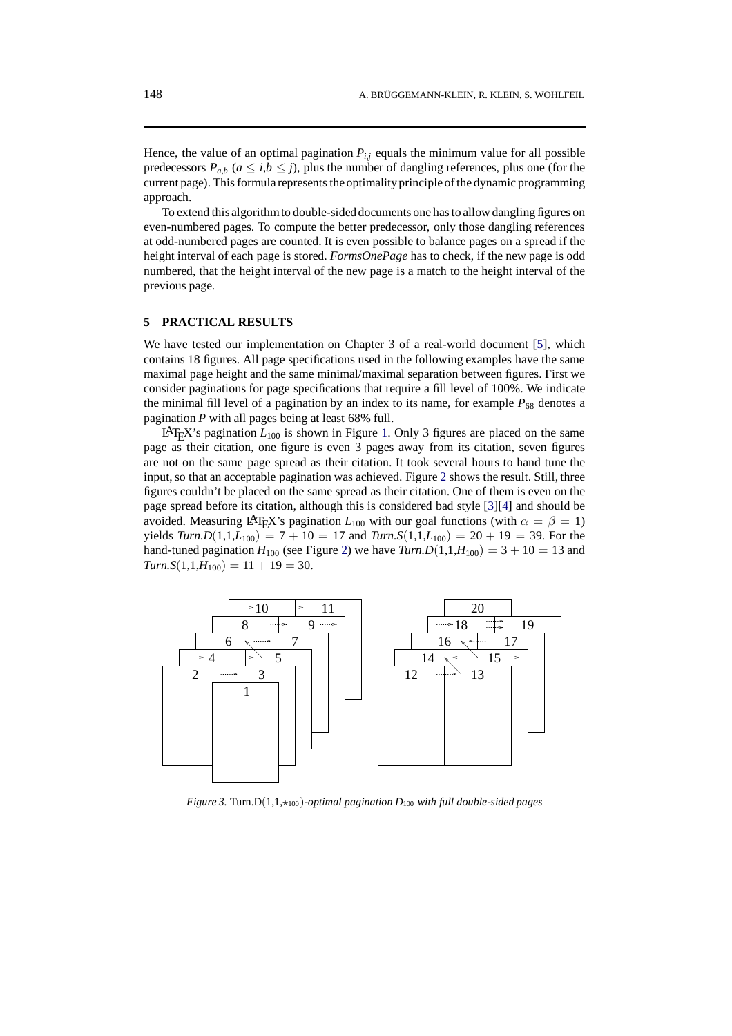Hence, the value of an optimal pagination $P_{i,j}$ equals the minimum value for all possible predecessors $P_{a,b}$ ($a \leq i, b \leq j$), plus the number of dangling references, plus one (for the current page). This formula represents the optimality principle of the dynamic programming approach.

To extend this algorithm to double-sided documents one has to allow dangling figures on even-numbered pages. To compute the better predecessor, only those dangling references at odd-numbered pages are counted. It is even possible to balance pages on a spread if the height interval of each page is stored. *FormsOnePage* has to check, if the new page is odd numbered, that the height interval of the new page is a match to the height interval of the previous page.

## 5 PRACTICAL RESULTS

We have tested our implementation on Chapter 3 of a real-world document [5], which contains 18 figures. All page specifications used in the following examples have the same maximal page height and the same minimal/maximal separation between figures. First we consider paginations for page specifications that require a fill level of 100%. We indicate the minimal fill level of a pagination by an index to its name, for example $P_{68}$ denotes a pagination $P$ with all pages being at least 68% full.

LaTeX's pagination $L_{100}$ is shown in Figure 1. Only 3 figures are placed on the same page as their citation, one figure is even 3 pages away from its citation, seven figures are not on the same page spread as their citation. It took several hours to hand tune the input, so that an acceptable pagination was achieved. Figure 2 shows the result. Still, three figures couldn't be placed on the same spread as their citation. One of them is even on the page spread before its citation, although this is considered bad style [3][4] and should be avoided. Measuring LaTeX's pagination $L_{100}$ with our goal functions (with $\alpha = \beta = 1$) yields $Turn.D(1,1,L_{100}) = 7 + 10 = 17$ and $Turn.S(1,1,L_{100}) = 20 + 19 = 39$. For the hand-tuned pagination $H_{100}$ (see Figure 2) we have $Turn.D(1,1,H_{100}) = 3 + 10 = 13$ and $Turn.S(1,1,H_{100}) = 11 + 19 = 30$.

*Figure 3.* Turn.D$(1,1,\star_{100})$*-optimal pagination* $D_{100}$ *with full double-sided pages*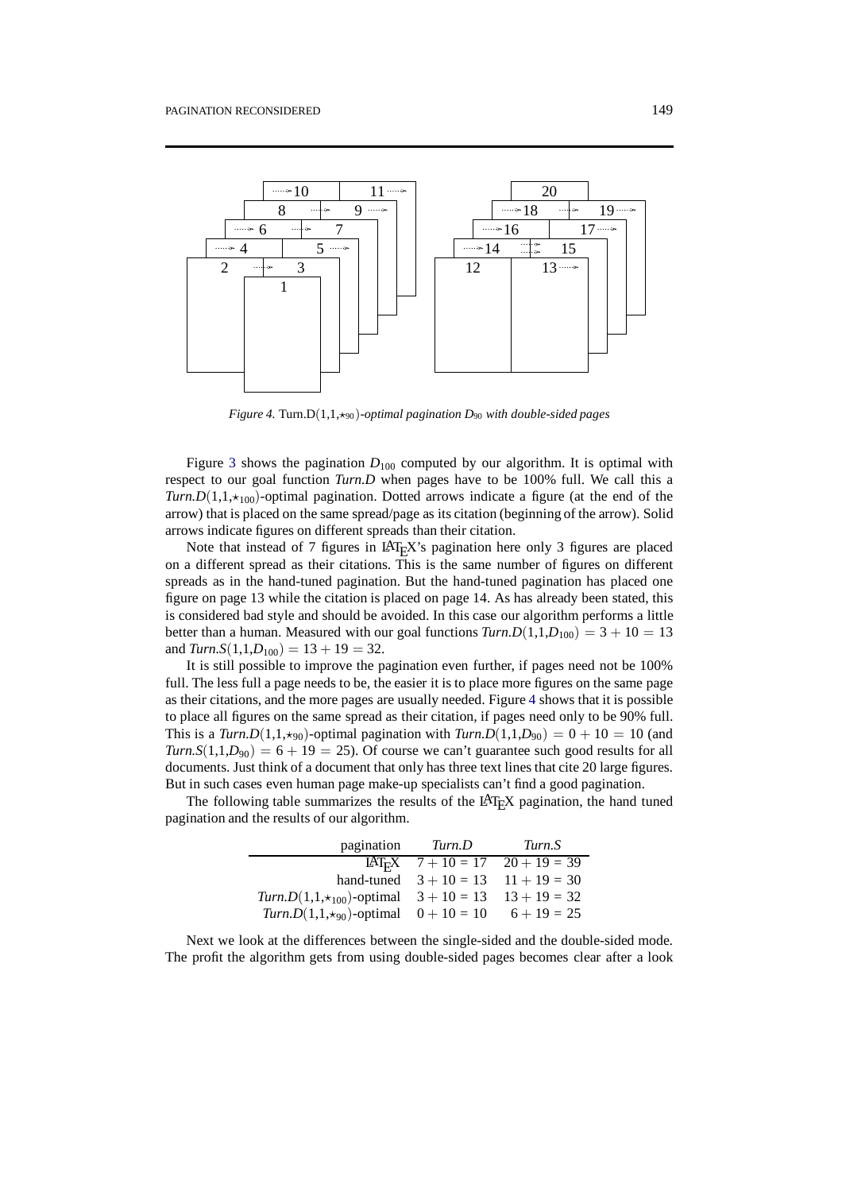*Figure 4.* Turn.D$(1,1,\star_{90})$*-optimal pagination* $D_{90}$ *with double-sided pages*

Figure 3 shows the pagination $D_{100}$ computed by our algorithm. It is optimal with respect to our goal function *Turn.D* when pages have to be 100% full. We call this a *Turn.D*$(1,1,\star_{100})$-optimal pagination. Dotted arrows indicate a figure (at the end of the arrow) that is placed on the same spread/page as its citation (beginning of the arrow). Solid arrows indicate figures on different spreads than their citation.

Note that instead of 7 figures in LaTeX's pagination here only 3 figures are placed on a different spread as their citations. This is the same number of figures on different spreads as in the hand-tuned pagination. But the hand-tuned pagination has placed one figure on page 13 while the citation is placed on page 14. As has already been stated, this is considered bad style and should be avoided. In this case our algorithm performs a little better than a human. Measured with our goal functions *Turn.D*$(1,1,D_{100}) = 3 + 10 = 13$ and *Turn.S*$(1,1,D_{100}) = 13 + 19 = 32$.

It is still possible to improve the pagination even further, if pages need not be 100% full. The less full a page needs to be, the easier it is to place more figures on the same page as their citations, and the more pages are usually needed. Figure 4 shows that it is possible to place all figures on the same spread as their citation, if pages need only to be 90% full. This is a *Turn.D*$(1,1,\star_{90})$-optimal pagination with *Turn.D*$(1,1,D_{90}) = 0 + 10 = 10$ (and *Turn.S*$(1,1,D_{90}) = 6 + 19 = 25$). Of course we can't guarantee such good results for all documents. Just think of a document that only has three text lines that cite 20 large figures. But in such cases even human page make-up specialists can't find a good pagination.

The following table summarizes the results of the LaTeX pagination, the hand tuned pagination and the results of our algorithm.

| pagination | *Turn.D* | *Turn.S* |
|---|---|---|
| LaTeX | $7 + 10 = 17$ | $20 + 19 = 39$ |
| hand-tuned | $3 + 10 = 13$ | $11 + 19 = 30$ |
| *Turn.D*$(1,1,\star_{100})$-optimal | $3 + 10 = 13$ | $13 + 19 = 32$ |
| *Turn.D*$(1,1,\star_{90})$-optimal | $0 + 10 = 10$ | $6 + 19 = 25$ |

Next we look at the differences between the single-sided and the double-sided mode. The profit the algorithm gets from using double-sided pages becomes clear after a look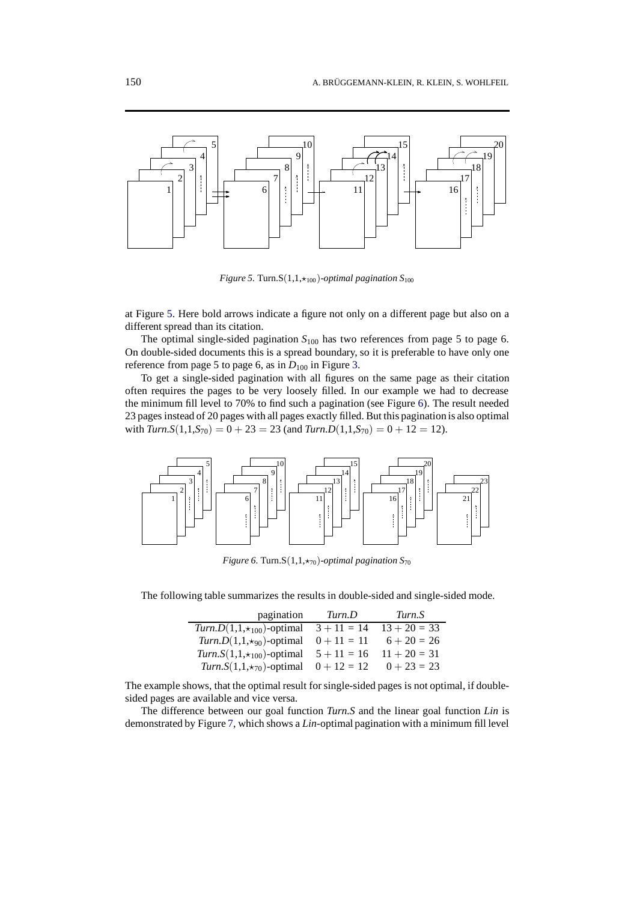*Figure 5.* Turn.S$(1,1,\star_{100})$*-optimal pagination* $S_{100}$

at Figure 5. Here bold arrows indicate a figure not only on a different page but also on a different spread than its citation.

The optimal single-sided pagination $S_{100}$ has two references from page 5 to page 6. On double-sided documents this is a spread boundary, so it is preferable to have only one reference from page 5 to page 6, as in $D_{100}$ in Figure 3.

To get a single-sided pagination with all figures on the same page as their citation often requires the pages to be very loosely filled. In our example we had to decrease the minimum fill level to 70% to find such a pagination (see Figure 6). The result needed 23 pages instead of 20 pages with all pages exactly filled. But this pagination is also optimal with $Turn.S(1,1,S_{70}) = 0 + 23 = 23$ (and $Turn.D(1,1,S_{70}) = 0 + 12 = 12$).

*Figure 6.* Turn.S$(1,1,\star_{70})$*-optimal pagination* $S_{70}$

The following table summarizes the results in double-sided and single-sided mode.

| pagination | *Turn.D* | *Turn.S* |
|---|---|---|
| *Turn.D*$(1,1,\star_{100})$-optimal | $3 + 11 = 14$ | $13 + 20 = 33$ |
| *Turn.D*$(1,1,\star_{90})$-optimal | $0 + 11 = 11$ | $6 + 20 = 26$ |
| *Turn.S*$(1,1,\star_{100})$-optimal | $5 + 11 = 16$ | $11 + 20 = 31$ |
| *Turn.S*$(1,1,\star_{70})$-optimal | $0 + 12 = 12$ | $0 + 23 = 23$ |

The example shows, that the optimal result for single-sided pages is not optimal, if double-sided pages are available and vice versa.

The difference between our goal function *Turn.S* and the linear goal function *Lin* is demonstrated by Figure 7, which shows a *Lin*-optimal pagination with a minimum fill level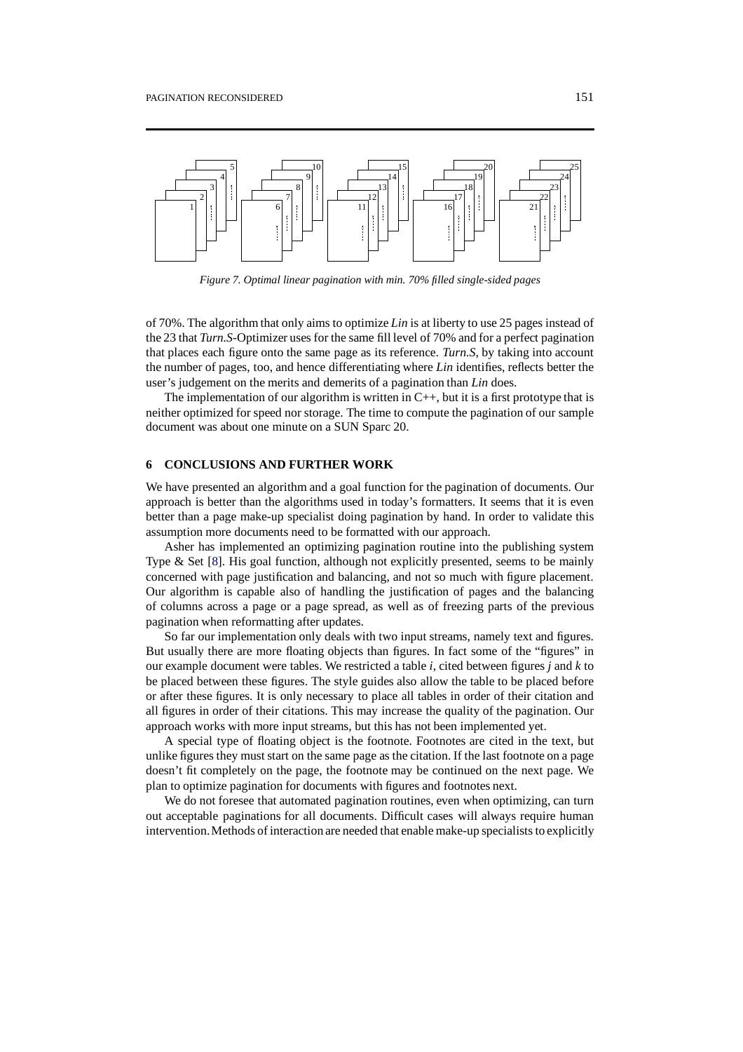*Figure 7. Optimal linear pagination with min. 70% filled single-sided pages*

of 70%. The algorithm that only aims to optimize *Lin* is at liberty to use 25 pages instead of the 23 that *Turn.S*-Optimizer uses for the same fill level of 70% and for a perfect pagination that places each figure onto the same page as its reference. *Turn.S*, by taking into account the number of pages, too, and hence differentiating where *Lin* identifies, reflects better the user's judgement on the merits and demerits of a pagination than *Lin* does.

The implementation of our algorithm is written in C++, but it is a first prototype that is neither optimized for speed nor storage. The time to compute the pagination of our sample document was about one minute on a SUN Sparc 20.

## 6 CONCLUSIONS AND FURTHER WORK

We have presented an algorithm and a goal function for the pagination of documents. Our approach is better than the algorithms used in today's formatters. It seems that it is even better than a page make-up specialist doing pagination by hand. In order to validate this assumption more documents need to be formatted with our approach.

Asher has implemented an optimizing pagination routine into the publishing system Type & Set [8]. His goal function, although not explicitly presented, seems to be mainly concerned with page justification and balancing, and not so much with figure placement. Our algorithm is capable also of handling the justification of pages and the balancing of columns across a page or a page spread, as well as of freezing parts of the previous pagination when reformatting after updates.

So far our implementation only deals with two input streams, namely text and figures. But usually there are more floating objects than figures. In fact some of the "figures" in our example document were tables. We restricted a table *i*, cited between figures *j* and *k* to be placed between these figures. The style guides also allow the table to be placed before or after these figures. It is only necessary to place all tables in order of their citation and all figures in order of their citations. This may increase the quality of the pagination. Our approach works with more input streams, but this has not been implemented yet.

A special type of floating object is the footnote. Footnotes are cited in the text, but unlike figures they must start on the same page as the citation. If the last footnote on a page doesn't fit completely on the page, the footnote may be continued on the next page. We plan to optimize pagination for documents with figures and footnotes next.

We do not foresee that automated pagination routines, even when optimizing, can turn out acceptable paginations for all documents. Difficult cases will always require human intervention. Methods of interaction are needed that enable make-up specialists to explicitly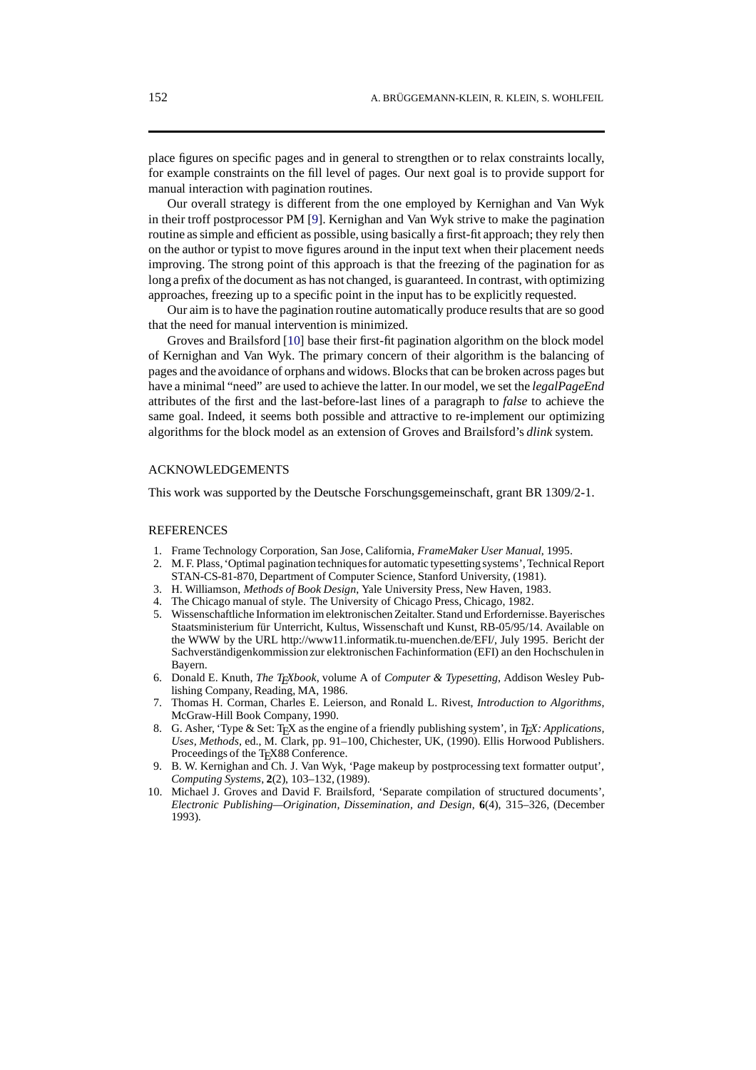place figures on specific pages and in general to strengthen or to relax constraints locally, for example constraints on the fill level of pages. Our next goal is to provide support for manual interaction with pagination routines.

Our overall strategy is different from the one employed by Kernighan and Van Wyk in their troff postprocessor PM [9]. Kernighan and Van Wyk strive to make the pagination routine as simple and efficient as possible, using basically a first-fit approach; they rely then on the author or typist to move figures around in the input text when their placement needs improving. The strong point of this approach is that the freezing of the pagination for as long a prefix of the document as has not changed, is guaranteed. In contrast, with optimizing approaches, freezing up to a specific point in the input has to be explicitly requested.

Our aim is to have the pagination routine automatically produce results that are so good that the need for manual intervention is minimized.

Groves and Brailsford [10] base their first-fit pagination algorithm on the block model of Kernighan and Van Wyk. The primary concern of their algorithm is the balancing of pages and the avoidance of orphans and widows. Blocks that can be broken across pages but have a minimal "need" are used to achieve the latter. In our model, we set the *legalPageEnd* attributes of the first and the last-before-last lines of a paragraph to *false* to achieve the same goal. Indeed, it seems both possible and attractive to re-implement our optimizing algorithms for the block model as an extension of Groves and Brailsford's *dlink* system.

## ACKNOWLEDGEMENTS

This work was supported by the Deutsche Forschungsgemeinschaft, grant BR 1309/2-1.

## REFERENCES

1. Frame Technology Corporation, San Jose, California, *FrameMaker User Manual*, 1995.
2. M. F. Plass, 'Optimal pagination techniques for automatic typesetting systems', Technical Report STAN-CS-81-870, Department of Computer Science, Stanford University, (1981).
3. H. Williamson, *Methods of Book Design*, Yale University Press, New Haven, 1983.
4. The Chicago manual of style. The University of Chicago Press, Chicago, 1982.
5. Wissenschaftliche Information im elektronischen Zeitalter. Stand und Erfordernisse. Bayerisches Staatsministerium für Unterricht, Kultus, Wissenschaft und Kunst, RB-05/95/14. Available on the WWW by the URL http://www11.informatik.tu-muenchen.de/EFI/, July 1995. Bericht der Sachverständigenkommission zur elektronischen Fachinformation (EFI) an den Hochschulen in Bayern.
6. Donald E. Knuth, *The TEXbook*, volume A of *Computer & Typesetting*, Addison Wesley Publishing Company, Reading, MA, 1986.
7. Thomas H. Corman, Charles E. Leierson, and Ronald L. Rivest, *Introduction to Algorithms*, McGraw-Hill Book Company, 1990.
8. G. Asher, 'Type & Set: TEX as the engine of a friendly publishing system', in *TEX: Applications, Uses, Methods*, ed., M. Clark, pp. 91–100, Chichester, UK, (1990). Ellis Horwood Publishers. Proceedings of the TEX88 Conference.
9. B. W. Kernighan and Ch. J. Van Wyk, 'Page makeup by postprocessing text formatter output', *Computing Systems*, **2**(2), 103–132, (1989).
10. Michael J. Groves and David F. Brailsford, 'Separate compilation of structured documents', *Electronic Publishing—Origination, Dissemination, and Design*, **6**(4), 315–326, (December 1993).